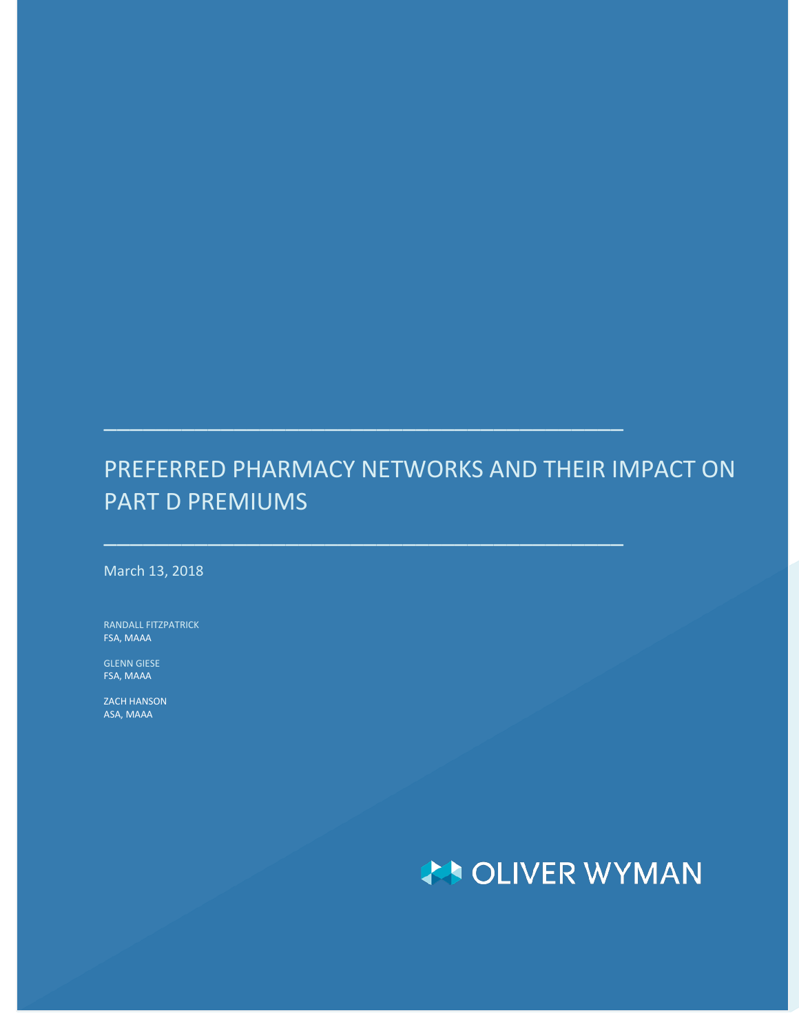# PREFERRED PHARMACY NETWORKS AND THEIR IMPACT ON PART D PREMIUMS

March 13, 2018

RANDALL FITZPATRICK
FSA, MAAA

GLENN GIESE
FSA, MAAA

ZACH HANSON
ASA, MAAA

OLIVER WYMAN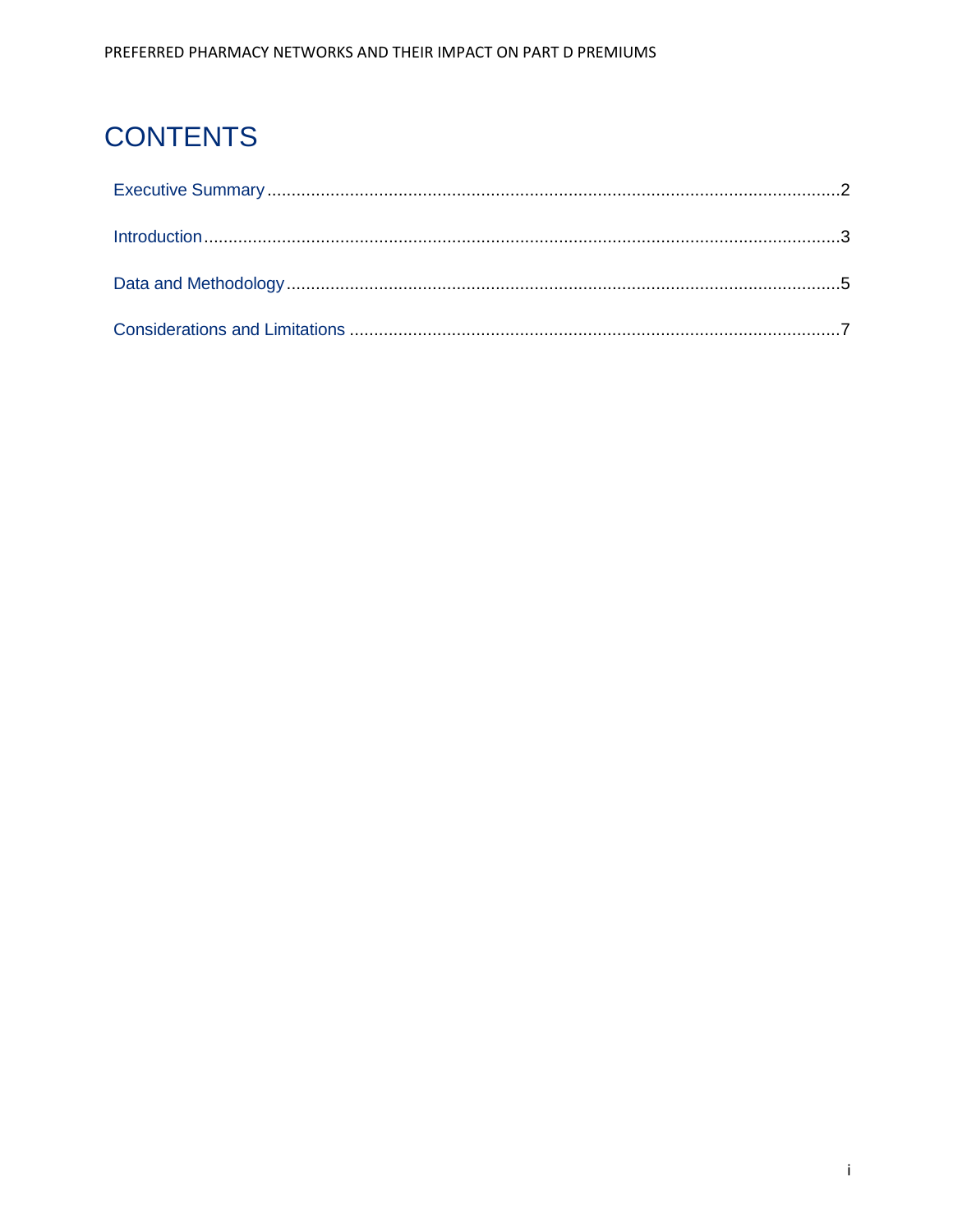# CONTENTS

Executive Summary ........................................................................................................................ 2

Introduction .................................................................................................................................. 3

Data and Methodology ................................................................................................................. 5

Considerations and Limitations ..................................................................................................... 7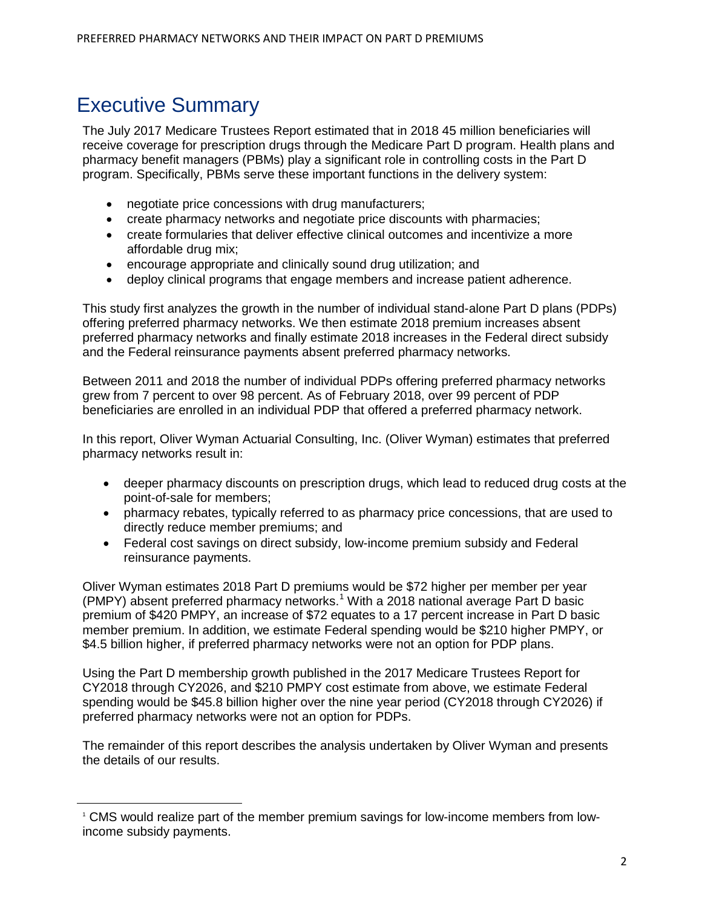# Executive Summary

The July 2017 Medicare Trustees Report estimated that in 2018 45 million beneficiaries will receive coverage for prescription drugs through the Medicare Part D program. Health plans and pharmacy benefit managers (PBMs) play a significant role in controlling costs in the Part D program. Specifically, PBMs serve these important functions in the delivery system:

- negotiate price concessions with drug manufacturers;
- create pharmacy networks and negotiate price discounts with pharmacies;
- create formularies that deliver effective clinical outcomes and incentivize a more affordable drug mix;
- encourage appropriate and clinically sound drug utilization; and
- deploy clinical programs that engage members and increase patient adherence.

This study first analyzes the growth in the number of individual stand-alone Part D plans (PDPs) offering preferred pharmacy networks. We then estimate 2018 premium increases absent preferred pharmacy networks and finally estimate 2018 increases in the Federal direct subsidy and the Federal reinsurance payments absent preferred pharmacy networks.

Between 2011 and 2018 the number of individual PDPs offering preferred pharmacy networks grew from 7 percent to over 98 percent. As of February 2018, over 99 percent of PDP beneficiaries are enrolled in an individual PDP that offered a preferred pharmacy network.

In this report, Oliver Wyman Actuarial Consulting, Inc. (Oliver Wyman) estimates that preferred pharmacy networks result in:

- deeper pharmacy discounts on prescription drugs, which lead to reduced drug costs at the point-of-sale for members;
- pharmacy rebates, typically referred to as pharmacy price concessions, that are used to directly reduce member premiums; and
- Federal cost savings on direct subsidy, low-income premium subsidy and Federal reinsurance payments.

Oliver Wyman estimates 2018 Part D premiums would be $72 higher per member per year (PMPY) absent preferred pharmacy networks.[1] With a 2018 national average Part D basic premium of $420 PMPY, an increase of $72 equates to a 17 percent increase in Part D basic member premium. In addition, we estimate Federal spending would be $210 higher PMPY, or $4.5 billion higher, if preferred pharmacy networks were not an option for PDP plans.

Using the Part D membership growth published in the 2017 Medicare Trustees Report for CY2018 through CY2026, and $210 PMPY cost estimate from above, we estimate Federal spending would be $45.8 billion higher over the nine year period (CY2018 through CY2026) if preferred pharmacy networks were not an option for PDPs.

The remainder of this report describes the analysis undertaken by Oliver Wyman and presents the details of our results.

[1] CMS would realize part of the member premium savings for low-income members from low-income subsidy payments.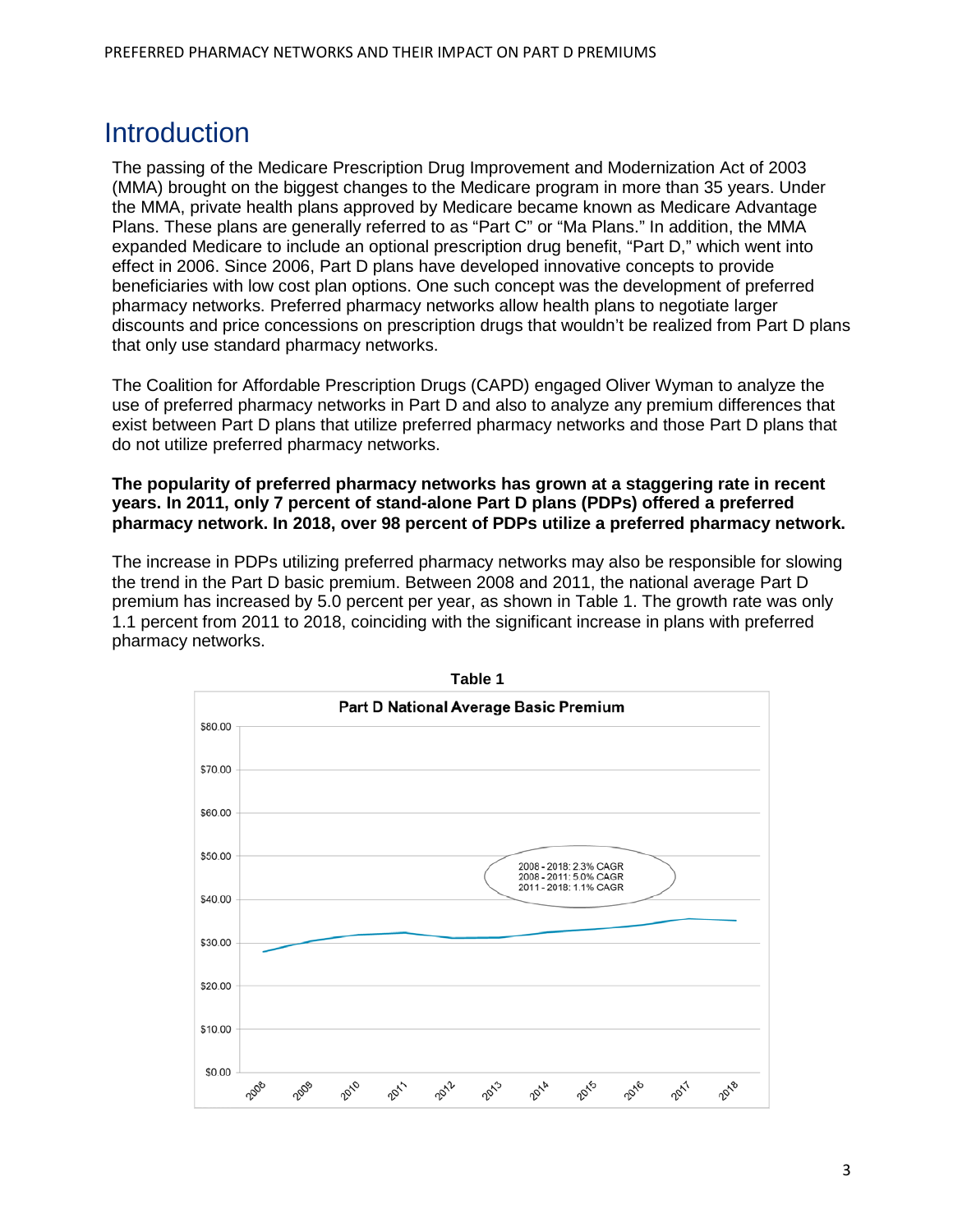# Introduction

The passing of the Medicare Prescription Drug Improvement and Modernization Act of 2003 (MMA) brought on the biggest changes to the Medicare program in more than 35 years. Under the MMA, private health plans approved by Medicare became known as Medicare Advantage Plans. These plans are generally referred to as "Part C" or "Ma Plans." In addition, the MMA expanded Medicare to include an optional prescription drug benefit, "Part D," which went into effect in 2006. Since 2006, Part D plans have developed innovative concepts to provide beneficiaries with low cost plan options. One such concept was the development of preferred pharmacy networks. Preferred pharmacy networks allow health plans to negotiate larger discounts and price concessions on prescription drugs that wouldn't be realized from Part D plans that only use standard pharmacy networks.

The Coalition for Affordable Prescription Drugs (CAPD) engaged Oliver Wyman to analyze the use of preferred pharmacy networks in Part D and also to analyze any premium differences that exist between Part D plans that utilize preferred pharmacy networks and those Part D plans that do not utilize preferred pharmacy networks.

**The popularity of preferred pharmacy networks has grown at a staggering rate in recent years. In 2011, only 7 percent of stand-alone Part D plans (PDPs) offered a preferred pharmacy network. In 2018, over 98 percent of PDPs utilize a preferred pharmacy network.**

The increase in PDPs utilizing preferred pharmacy networks may also be responsible for slowing the trend in the Part D basic premium. Between 2008 and 2011, the national average Part D premium has increased by 5.0 percent per year, as shown in Table 1. The growth rate was only 1.1 percent from 2011 to 2018, coinciding with the significant increase in plans with preferred pharmacy networks.

**Table 1**

**Part D National Average Basic Premium**

2008 - 2018: 2.3% CAGR
2008 - 2011: 5.0% CAGR
2011 - 2018: 1.1% CAGR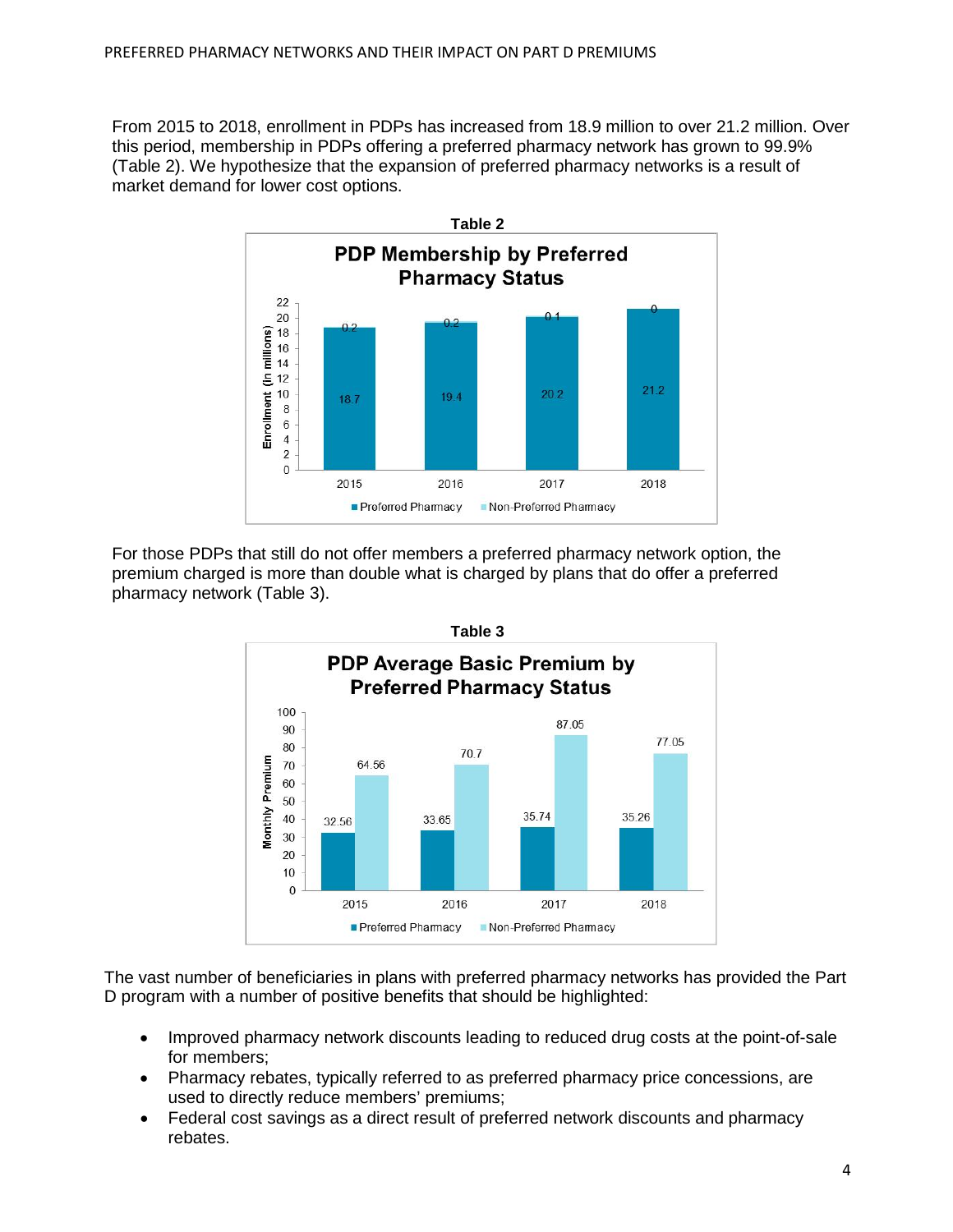From 2015 to 2018, enrollment in PDPs has increased from 18.9 million to over 21.2 million. Over this period, membership in PDPs offering a preferred pharmacy network has grown to 99.9% (Table 2). We hypothesize that the expansion of preferred pharmacy networks is a result of market demand for lower cost options.

**Table 2**

**PDP Membership by Preferred Pharmacy Status**

Enrollment (in millions)

| Year | Preferred Pharmacy | Non-Preferred Pharmacy |
| --- | --- | --- |
| 2015 | 18.7 | 0.2 |
| 2016 | 19.4 | 0.2 |
| 2017 | 20.2 | 0.1 |
| 2018 | 21.2 | 0 |

For those PDPs that still do not offer members a preferred pharmacy network option, the premium charged is more than double what is charged by plans that do offer a preferred pharmacy network (Table 3).

**Table 3**

**PDP Average Basic Premium by Preferred Pharmacy Status**

Monthly Premium

| Year | Preferred Pharmacy | Non-Preferred Pharmacy |
| --- | --- | --- |
| 2015 | 32.56 | 64.56 |
| 2016 | 33.65 | 70.7 |
| 2017 | 35.74 | 87.05 |
| 2018 | 35.26 | 77.05 |

The vast number of beneficiaries in plans with preferred pharmacy networks has provided the Part D program with a number of positive benefits that should be highlighted:

- Improved pharmacy network discounts leading to reduced drug costs at the point-of-sale for members;
- Pharmacy rebates, typically referred to as preferred pharmacy price concessions, are used to directly reduce members' premiums;
- Federal cost savings as a direct result of preferred network discounts and pharmacy rebates.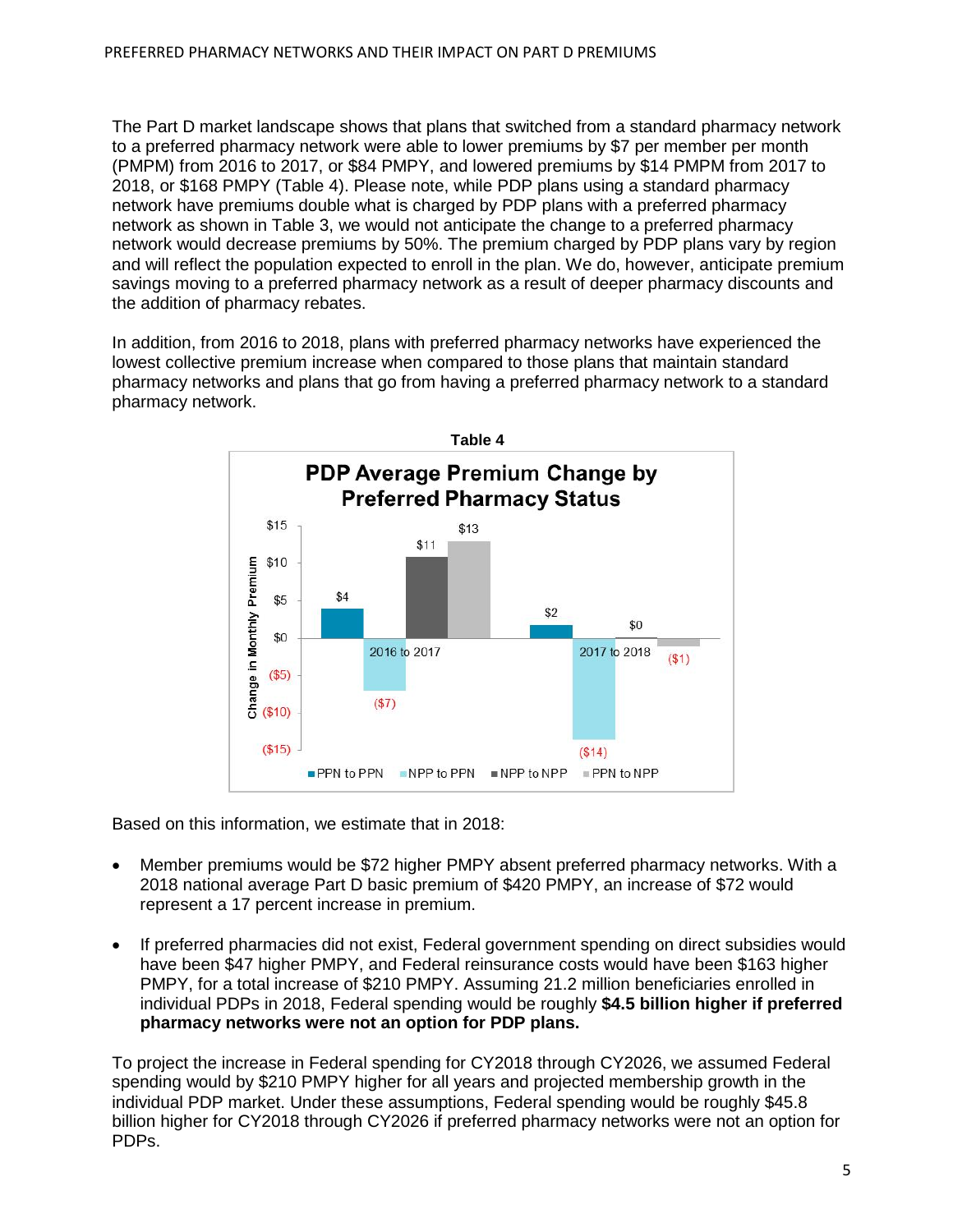The Part D market landscape shows that plans that switched from a standard pharmacy network to a preferred pharmacy network were able to lower premiums by $7 per member per month (PMPM) from 2016 to 2017, or $84 PMPY, and lowered premiums by $14 PMPM from 2017 to 2018, or $168 PMPY (Table 4). Please note, while PDP plans using a standard pharmacy network have premiums double what is charged by PDP plans with a preferred pharmacy network as shown in Table 3, we would not anticipate the change to a preferred pharmacy network would decrease premiums by 50%. The premium charged by PDP plans vary by region and will reflect the population expected to enroll in the plan. We do, however, anticipate premium savings moving to a preferred pharmacy network as a result of deeper pharmacy discounts and the addition of pharmacy rebates.

In addition, from 2016 to 2018, plans with preferred pharmacy networks have experienced the lowest collective premium increase when compared to those plans that maintain standard pharmacy networks and plans that go from having a preferred pharmacy network to a standard pharmacy network.

**Table 4**

**PDP Average Premium Change by Preferred Pharmacy Status**

Change in Monthly Premium

| | PPN to PPN | NPP to PPN | NPP to NPP | PPN to NPP |
|---|---|---|---|---|
| 2016 to 2017 | $4 | ($7) | $11 | $13 |
| 2017 to 2018 | $2 | ($14) | $0 | ($1) |

Based on this information, we estimate that in 2018:

- Member premiums would be $72 higher PMPY absent preferred pharmacy networks. With a 2018 national average Part D basic premium of $420 PMPY, an increase of $72 would represent a 17 percent increase in premium.
- If preferred pharmacies did not exist, Federal government spending on direct subsidies would have been $47 higher PMPY, and Federal reinsurance costs would have been $163 higher PMPY, for a total increase of $210 PMPY. Assuming 21.2 million beneficiaries enrolled in individual PDPs in 2018, Federal spending would be roughly **$4.5 billion higher if preferred pharmacy networks were not an option for PDP plans.**

To project the increase in Federal spending for CY2018 through CY2026, we assumed Federal spending would by $210 PMPY higher for all years and projected membership growth in the individual PDP market. Under these assumptions, Federal spending would be roughly $45.8 billion higher for CY2018 through CY2026 if preferred pharmacy networks were not an option for PDPs.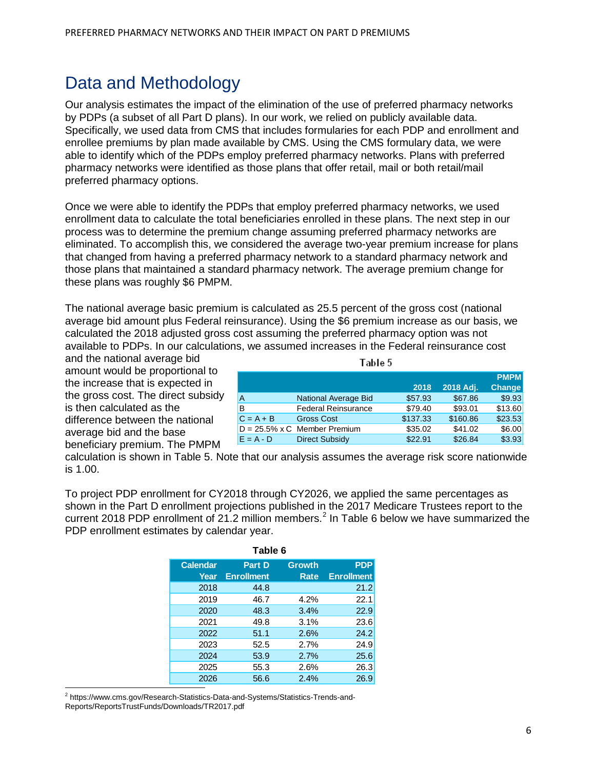# Data and Methodology

Our analysis estimates the impact of the elimination of the use of preferred pharmacy networks by PDPs (a subset of all Part D plans). In our work, we relied on publicly available data. Specifically, we used data from CMS that includes formularies for each PDP and enrollment and enrollee premiums by plan made available by CMS. Using the CMS formulary data, we were able to identify which of the PDPs employ preferred pharmacy networks. Plans with preferred pharmacy networks were identified as those plans that offer retail, mail or both retail/mail preferred pharmacy options.

Once we were able to identify the PDPs that employ preferred pharmacy networks, we used enrollment data to calculate the total beneficiaries enrolled in these plans. The next step in our process was to determine the premium change assuming preferred pharmacy networks are eliminated. To accomplish this, we considered the average two-year premium increase for plans that changed from having a preferred pharmacy network to a standard pharmacy network and those plans that maintained a standard pharmacy network. The average premium change for these plans was roughly $6 PMPM.

The national average basic premium is calculated as 25.5 percent of the gross cost (national average bid amount plus Federal reinsurance). Using the $6 premium increase as our basis, we calculated the 2018 adjusted gross cost assuming the preferred pharmacy option was not available to PDPs. In our calculations, we assumed increases in the Federal reinsurance cost and the national average bid amount would be proportional to the increase that is expected in the gross cost. The direct subsidy is then calculated as the difference between the national average bid and the base beneficiary premium. The PMPM calculation is shown in Table 5. Note that our analysis assumes the average risk score nationwide is 1.00.

**Table 5**

| | | 2018 | 2018 Adj. | PMPM Change |
|---|---|---|---|---|
| A | National Average Bid | $57.93 | $67.86 | $9.93 |
| B | Federal Reinsurance | $79.40 | $93.01 | $13.60 |
| C = A + B | Gross Cost | $137.33 | $160.86 | $23.53 |
| D = 25.5% x C | Member Premium | $35.02 | $41.02 | $6.00 |
| E = A - D | Direct Subsidy | $22.91 | $26.84 | $3.93 |

To project PDP enrollment for CY2018 through CY2026, we applied the same percentages as shown in the Part D enrollment projections published in the 2017 Medicare Trustees report to the current 2018 PDP enrollment of 21.2 million members.[2] In Table 6 below we have summarized the PDP enrollment estimates by calendar year.

**Table 6**

| Calendar Year | Part D Enrollment | Growth Rate | PDP Enrollment |
|---|---|---|---|
| 2018 | 44.8 | | 21.2 |
| 2019 | 46.7 | 4.2% | 22.1 |
| 2020 | 48.3 | 3.4% | 22.9 |
| 2021 | 49.8 | 3.1% | 23.6 |
| 2022 | 51.1 | 2.6% | 24.2 |
| 2023 | 52.5 | 2.7% | 24.9 |
| 2024 | 53.9 | 2.7% | 25.6 |
| 2025 | 55.3 | 2.6% | 26.3 |
| 2026 | 56.6 | 2.4% | 26.9 |

[2] https://www.cms.gov/Research-Statistics-Data-and-Systems/Statistics-Trends-and-Reports/ReportsTrustFunds/Downloads/TR2017.pdf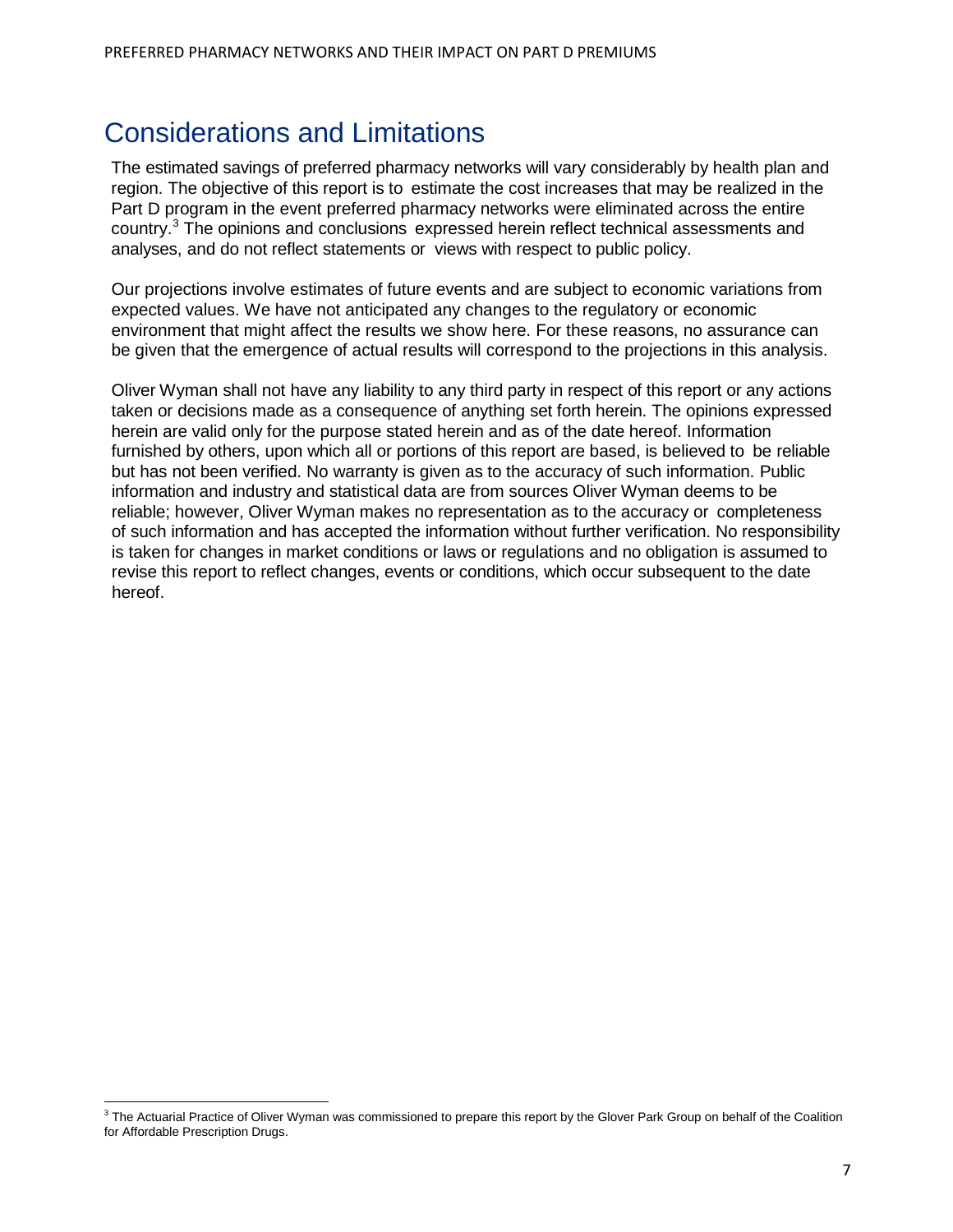# Considerations and Limitations

The estimated savings of preferred pharmacy networks will vary considerably by health plan and region. The objective of this report is to estimate the cost increases that may be realized in the Part D program in the event preferred pharmacy networks were eliminated across the entire country.[3] The opinions and conclusions expressed herein reflect technical assessments and analyses, and do not reflect statements or views with respect to public policy.

Our projections involve estimates of future events and are subject to economic variations from expected values. We have not anticipated any changes to the regulatory or economic environment that might affect the results we show here. For these reasons, no assurance can be given that the emergence of actual results will correspond to the projections in this analysis.

Oliver Wyman shall not have any liability to any third party in respect of this report or any actions taken or decisions made as a consequence of anything set forth herein. The opinions expressed herein are valid only for the purpose stated herein and as of the date hereof. Information furnished by others, upon which all or portions of this report are based, is believed to be reliable but has not been verified. No warranty is given as to the accuracy of such information. Public information and industry and statistical data are from sources Oliver Wyman deems to be reliable; however, Oliver Wyman makes no representation as to the accuracy or completeness of such information and has accepted the information without further verification. No responsibility is taken for changes in market conditions or laws or regulations and no obligation is assumed to revise this report to reflect changes, events or conditions, which occur subsequent to the date hereof.

[3] The Actuarial Practice of Oliver Wyman was commissioned to prepare this report by the Glover Park Group on behalf of the Coalition for Affordable Prescription Drugs.